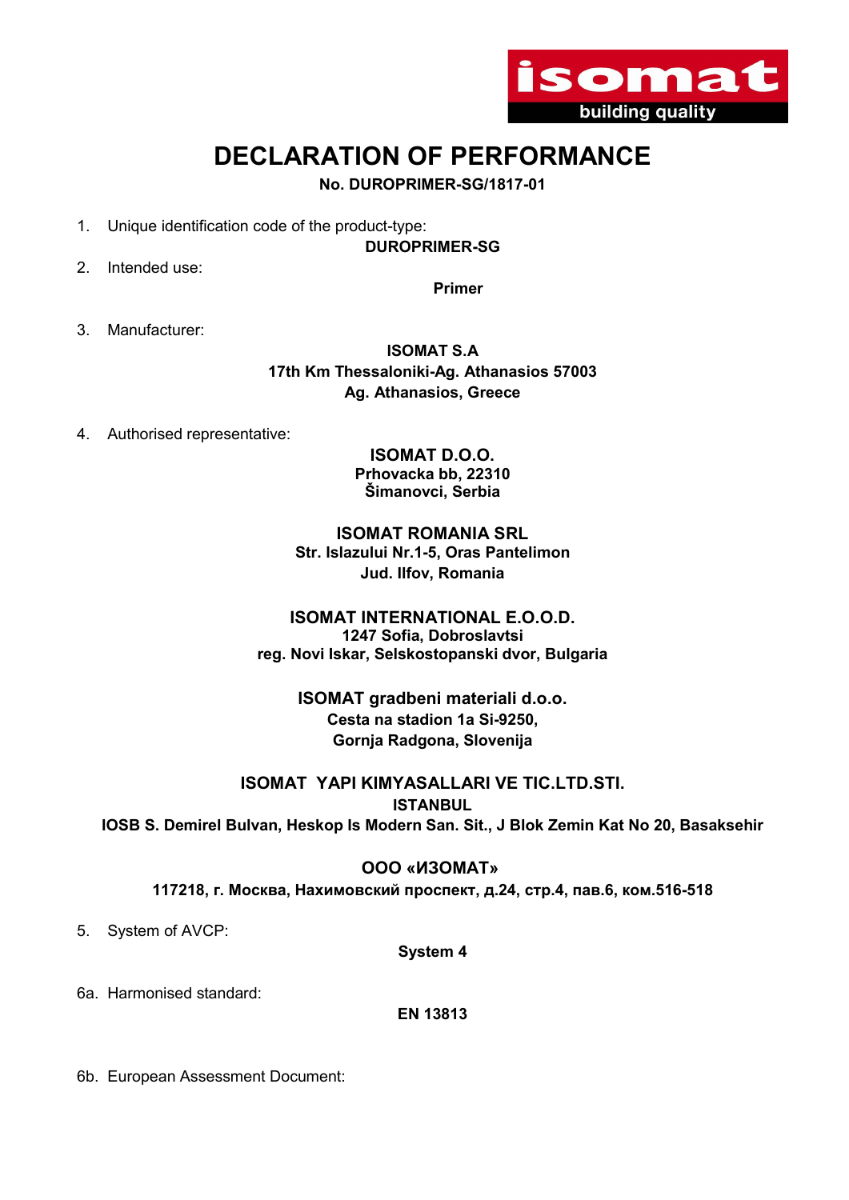isomat
building quality

# DECLARATION OF PERFORMANCE

**No. DUROPRIMER-SG/1817-01**

1. Unique identification code of the product-type:

   **DUROPRIMER-SG**

2. Intended use:

   **Primer**

3. Manufacturer:

   **ISOMAT S.A**
   **17th Km Thessaloniki-Ag. Athanasios 57003**
   **Ag. Athanasios, Greece**

4. Authorised representative:

   **ISOMAT D.O.O.**
   **Prhovacka bb, 22310**
   **Šimanovci, Serbia**

   **ISOMAT ROMANIA SRL**
   **Str. Islazului Nr.1-5, Oras Pantelimon**
   **Jud. Ilfov, Romania**

   **ISOMAT INTERNATIONAL E.O.O.D.**
   **1247 Sofia, Dobroslavtsi**
   **reg. Novi Iskar, Selskostopanski dvor, Bulgaria**

   **ISOMAT gradbeni materiali d.o.o.**
   **Cesta na stadion 1a Si-9250,**
   **Gornja Radgona, Slovenija**

   **ISOMAT YAPI KIMYASALLARI VE TIC.LTD.STI.**
   **ISTANBUL**
   **IOSB S. Demirel Bulvan, Heskop Is Modern San. Sit., J Blok Zemin Kat No 20, Basaksehir**

   **ООО «ИЗОМАТ»**
   **117218, г. Москва, Нахимовский проспект, д.24, стр.4, пав.6, ком.516-518**

5. System of AVCP:

   **System 4**

6a. Harmonised standard:

   **EN 13813**

6b. European Assessment Document: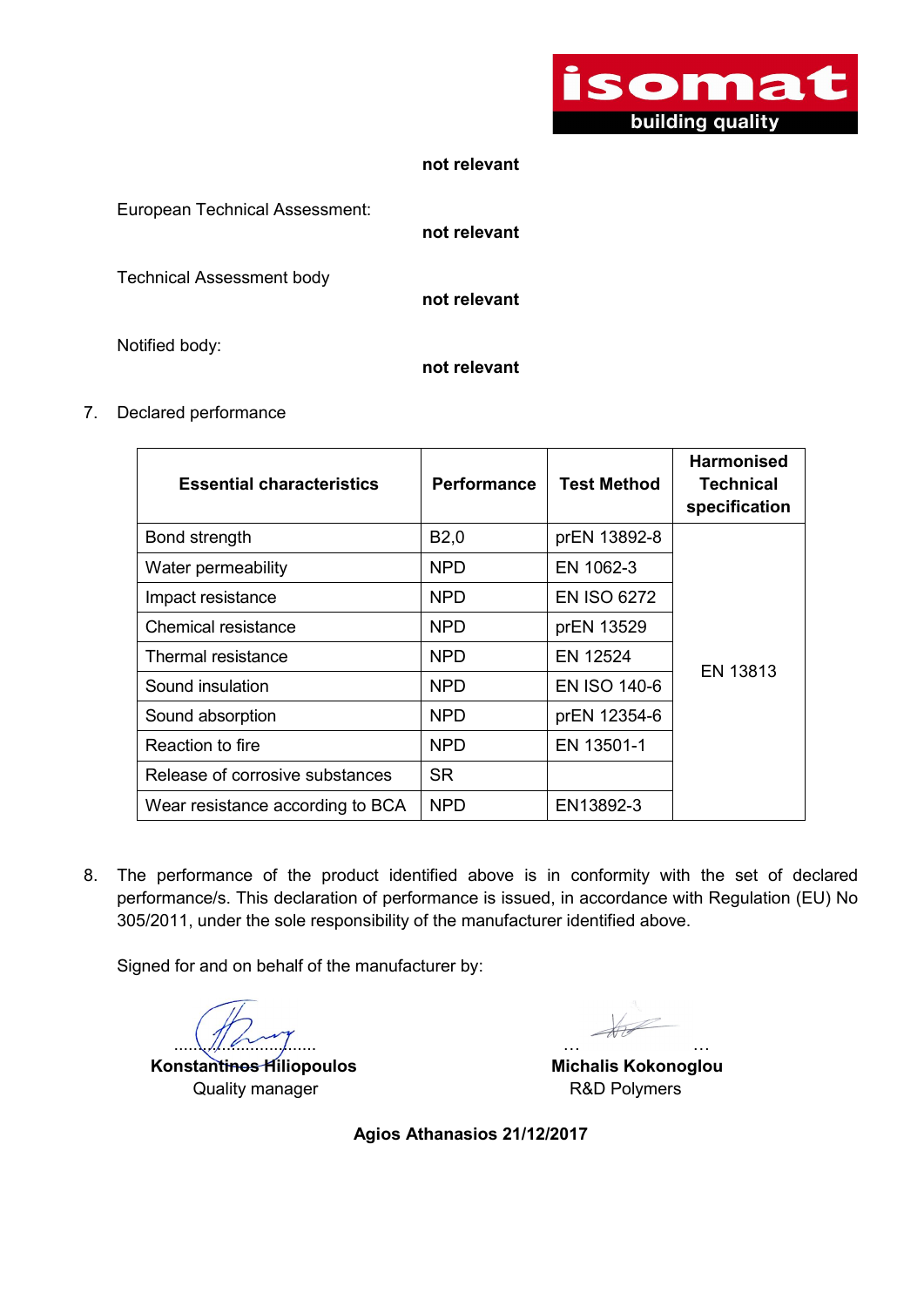not relevant

European Technical Assessment:

not relevant

Technical Assessment body

not relevant

Notified body:

not relevant

7. Declared performance

| Essential characteristics | Performance | Test Method | Harmonised Technical specification |
|---|---|---|---|
| Bond strength | B2,0 | prEN 13892-8 | EN 13813 |
| Water permeability | NPD | EN 1062-3 | |
| Impact resistance | NPD | EN ISO 6272 | |
| Chemical resistance | NPD | prEN 13529 | |
| Thermal resistance | NPD | EN 12524 | |
| Sound insulation | NPD | EN ISO 140-6 | |
| Sound absorption | NPD | prEN 12354-6 | |
| Reaction to fire | NPD | EN 13501-1 | |
| Release of corrosive substances | SR | | |
| Wear resistance according to BCA | NPD | EN13892-3 | |

8. The performance of the product identified above is in conformity with the set of declared performance/s. This declaration of performance is issued, in accordance with Regulation (EU) No 305/2011, under the sole responsibility of the manufacturer identified above.

Signed for and on behalf of the manufacturer by:

**Konstantinos Hiliopoulos**
Quality manager

**Michalis Kokonoglou**
R&D Polymers

**Agios Athanasios 21/12/2017**